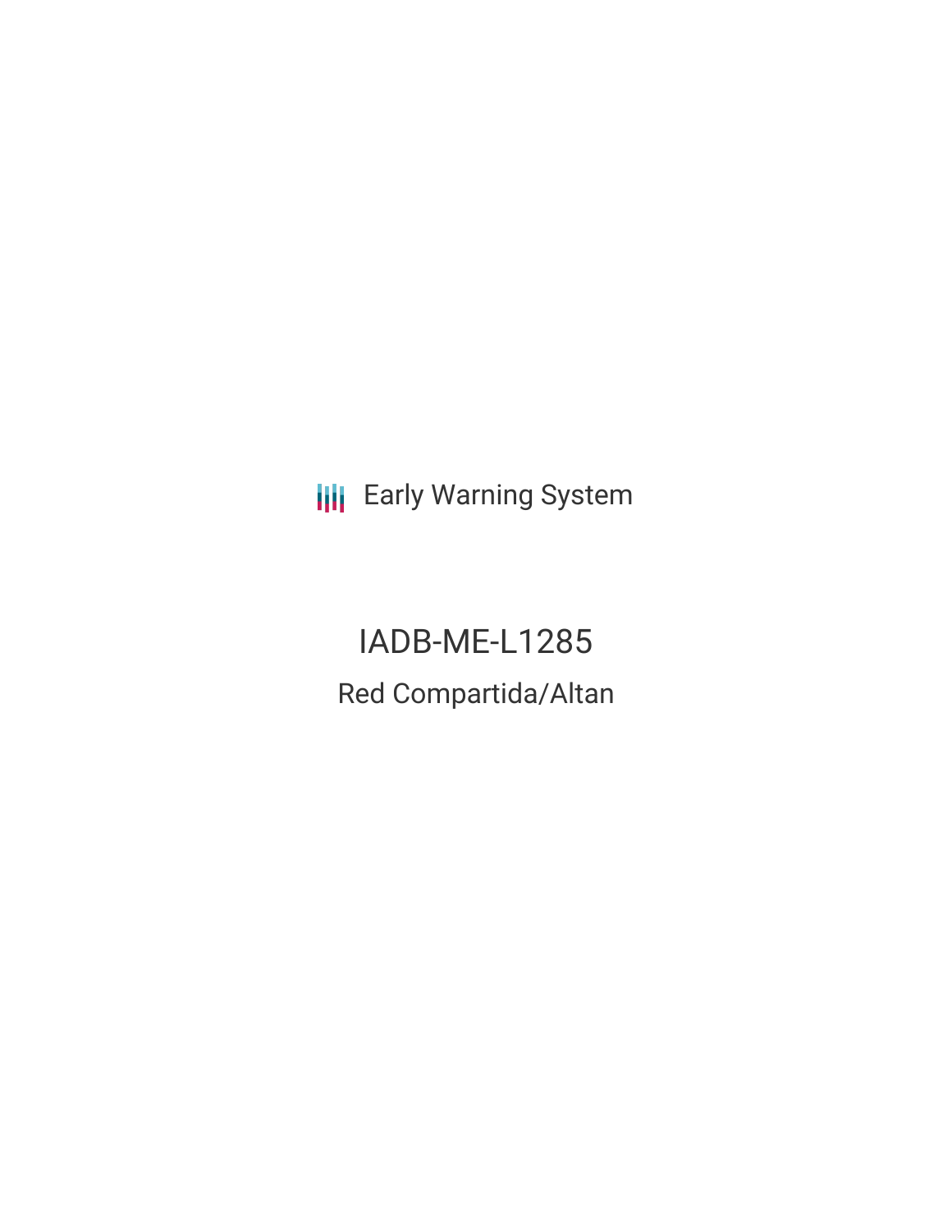Early Warning System

# IADB-ME-L1285

## Red Compartida/Altan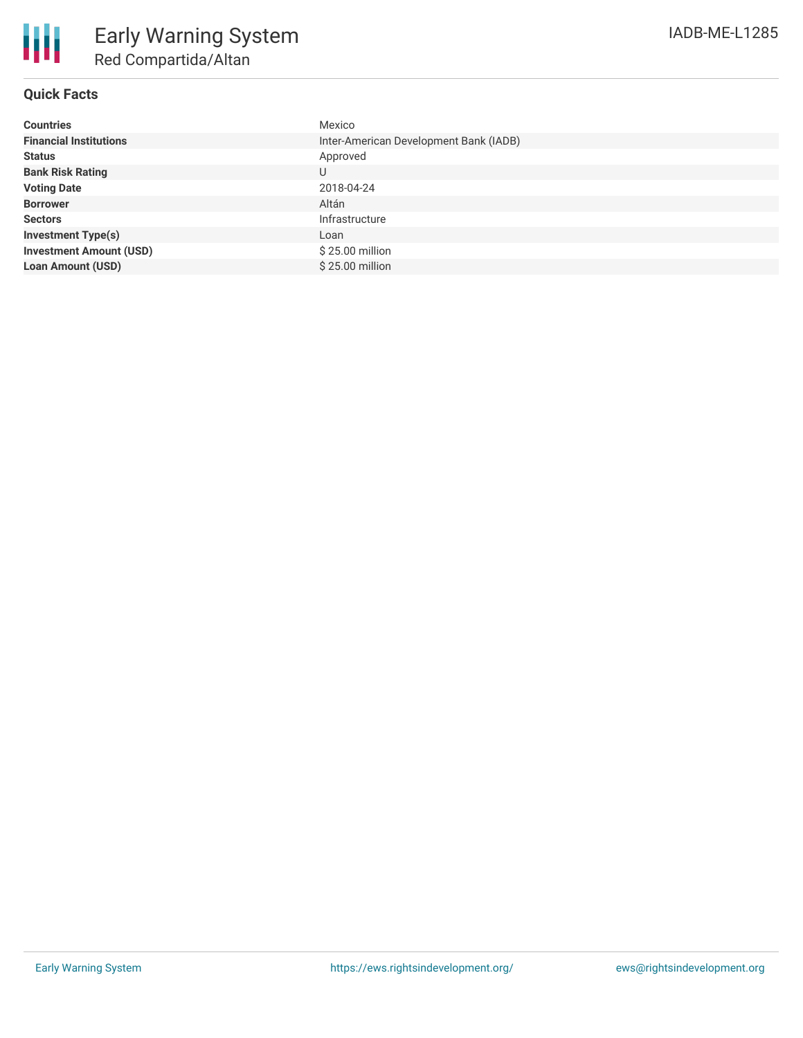# Early Warning System

## Red Compartida/Altan

IADB-ME-L1285

### Quick Facts

| | |
|---|---|
| **Countries** | Mexico |
| **Financial Institutions** | Inter-American Development Bank (IADB) |
| **Status** | Approved |
| **Bank Risk Rating** | U |
| **Voting Date** | 2018-04-24 |
| **Borrower** | Altán |
| **Sectors** | Infrastructure |
| **Investment Type(s)** | Loan |
| **Investment Amount (USD)** | $ 25.00 million |
| **Loan Amount (USD)** | $ 25.00 million |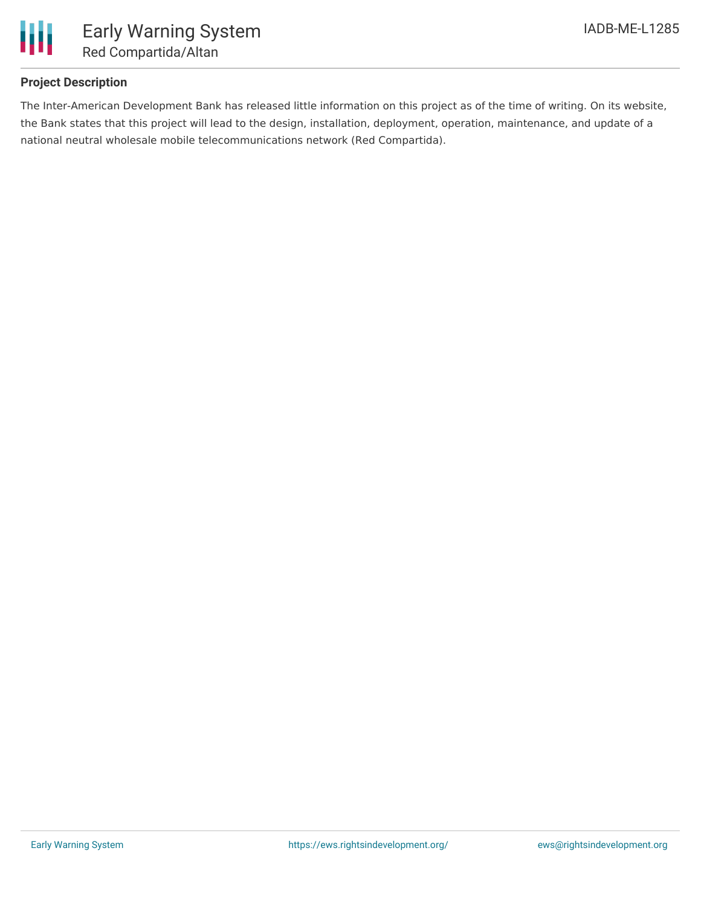**Project Description**

The Inter-American Development Bank has released little information on this project as of the time of writing. On its website, the Bank states that this project will lead to the design, installation, deployment, operation, maintenance, and update of a national neutral wholesale mobile telecommunications network (Red Compartida).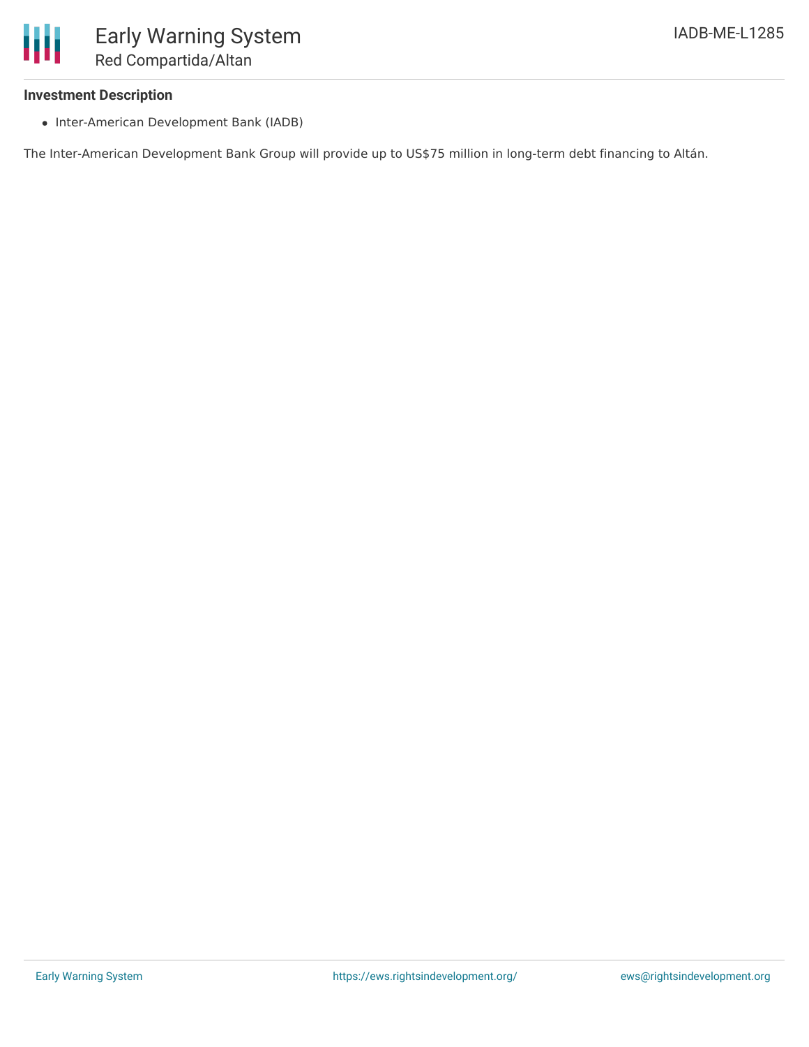### Investment Description

- Inter-American Development Bank (IADB)

The Inter-American Development Bank Group will provide up to US$75 million in long-term debt financing to Altán.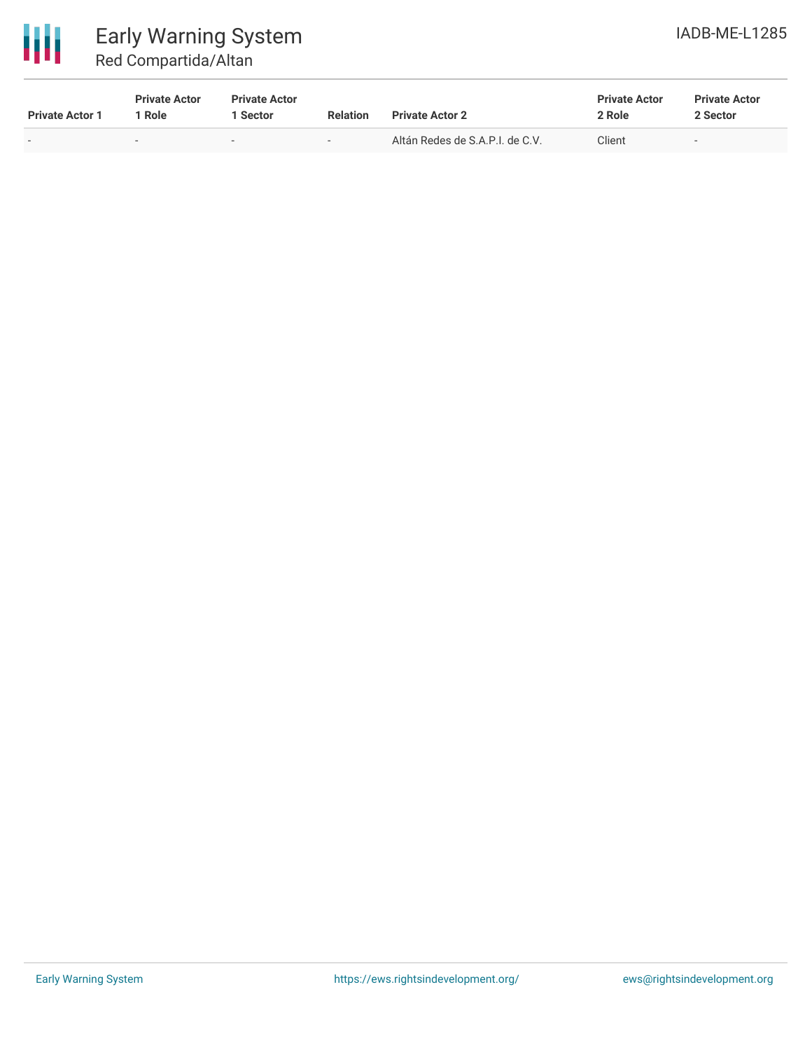| Private Actor 1 | Private Actor 1 Role | Private Actor 1 Sector | Relation | Private Actor 2 | Private Actor 2 Role | Private Actor 2 Sector |
|---|---|---|---|---|---|---|
| - | - | - | - | Altán Redes de S.A.P.I. de C.V. | Client | - |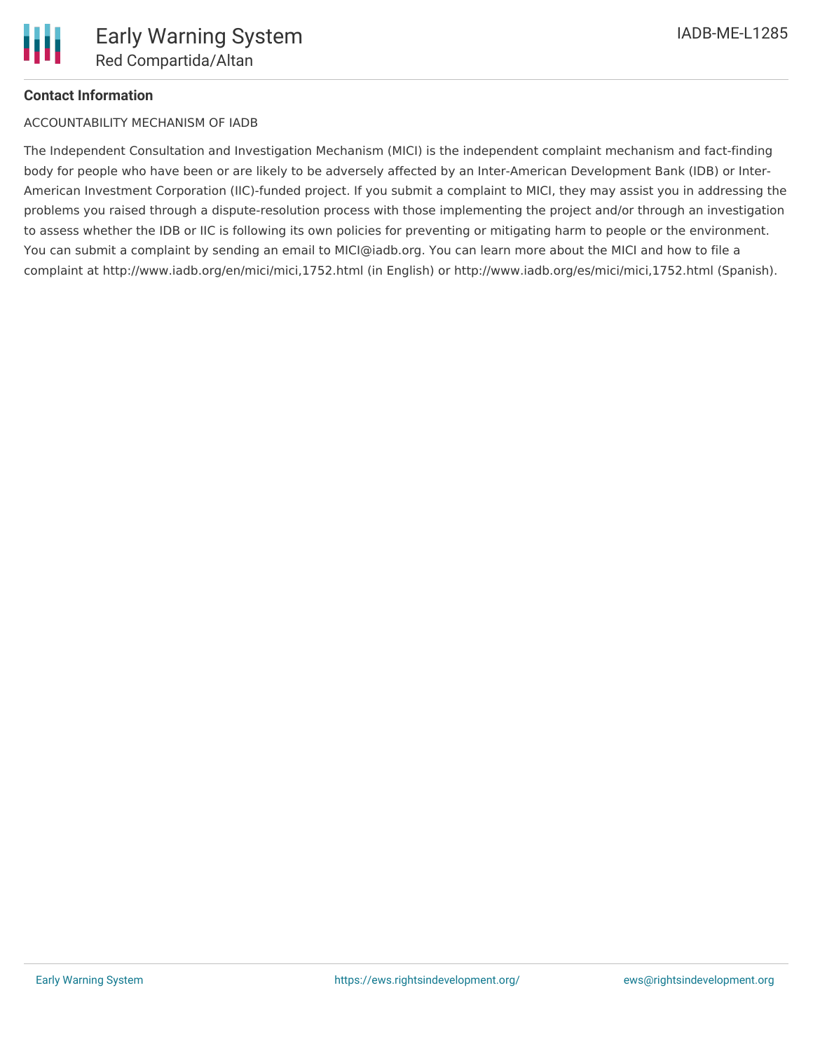**Contact Information**

ACCOUNTABILITY MECHANISM OF IADB

The Independent Consultation and Investigation Mechanism (MICI) is the independent complaint mechanism and fact-finding body for people who have been or are likely to be adversely affected by an Inter-American Development Bank (IDB) or Inter-American Investment Corporation (IIC)-funded project. If you submit a complaint to MICI, they may assist you in addressing the problems you raised through a dispute-resolution process with those implementing the project and/or through an investigation to assess whether the IDB or IIC is following its own policies for preventing or mitigating harm to people or the environment. You can submit a complaint by sending an email to MICI@iadb.org. You can learn more about the MICI and how to file a complaint at http://www.iadb.org/en/mici/mici,1752.html (in English) or http://www.iadb.org/es/mici/mici,1752.html (Spanish).